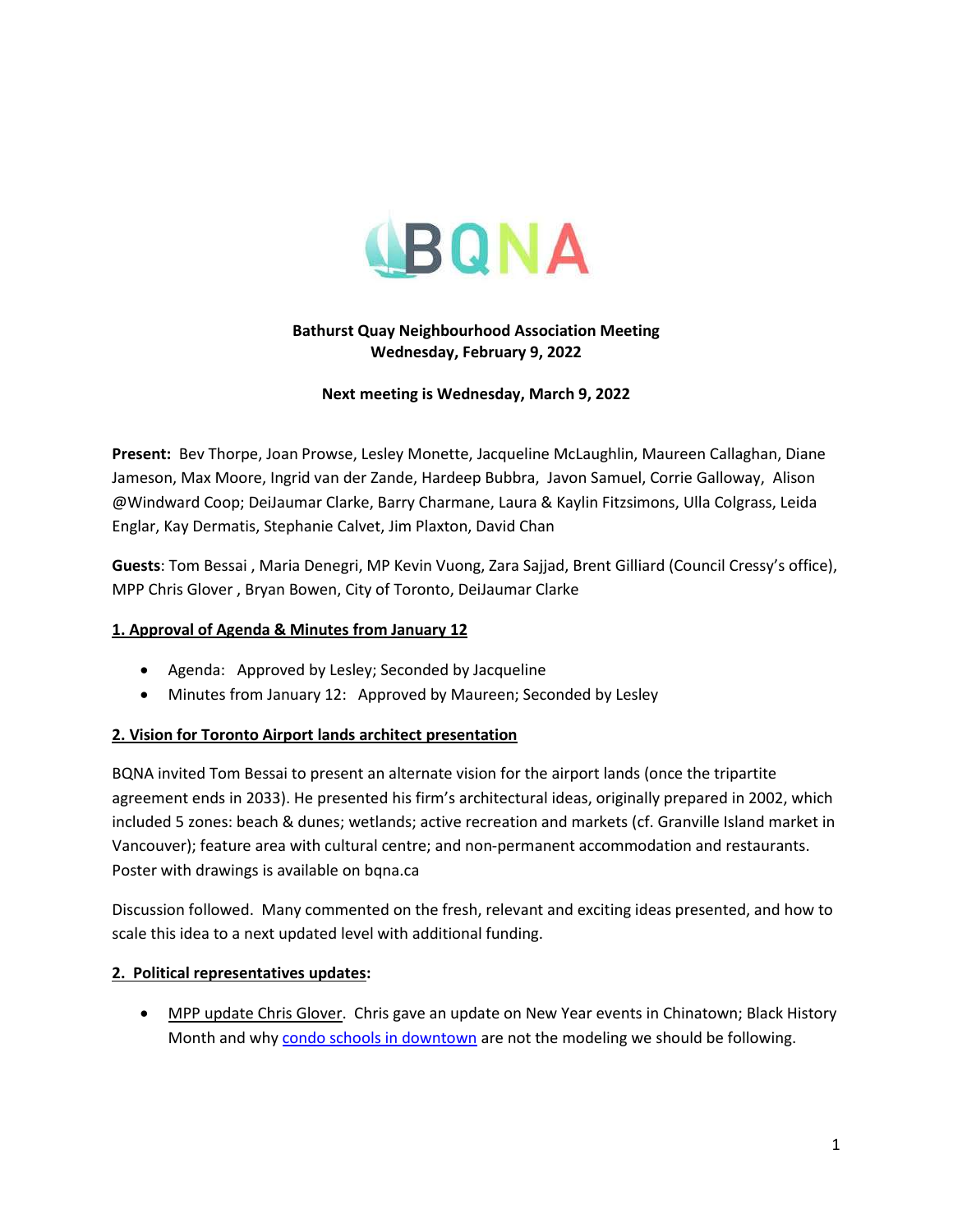# BQNA

**Bathurst Quay Neighbourhood Association Meeting**
**Wednesday, February 9, 2022**

**Next meeting is Wednesday, March 9, 2022**

**Present:** Bev Thorpe, Joan Prowse, Lesley Monette, Jacqueline McLaughlin, Maureen Callaghan, Diane Jameson, Max Moore, Ingrid van der Zande, Hardeep Bubbra, Javon Samuel, Corrie Galloway, Alison @Windward Coop; DeiJaumar Clarke, Barry Charmane, Laura & Kaylin Fitzsimons, Ulla Colgrass, Leida Englar, Kay Dermatis, Stephanie Calvet, Jim Plaxton, David Chan

**Guests**: Tom Bessai , Maria Denegri, MP Kevin Vuong, Zara Sajjad, Brent Gilliard (Council Cressy's office), MPP Chris Glover , Bryan Bowen, City of Toronto, DeiJaumar Clarke

## 1. Approval of Agenda & Minutes from January 12

- Agenda: Approved by Lesley; Seconded by Jacqueline
- Minutes from January 12: Approved by Maureen; Seconded by Lesley

## 2. Vision for Toronto Airport lands architect presentation

BQNA invited Tom Bessai to present an alternate vision for the airport lands (once the tripartite agreement ends in 2033). He presented his firm's architectural ideas, originally prepared in 2002, which included 5 zones: beach & dunes; wetlands; active recreation and markets (cf. Granville Island market in Vancouver); feature area with cultural centre; and non-permanent accommodation and restaurants. Poster with drawings is available on bqna.ca

Discussion followed. Many commented on the fresh, relevant and exciting ideas presented, and how to scale this idea to a next updated level with additional funding.

## 2. Political representatives updates:

- MPP update Chris Glover. Chris gave an update on New Year events in Chinatown; Black History Month and why condo schools in downtown are not the modeling we should be following.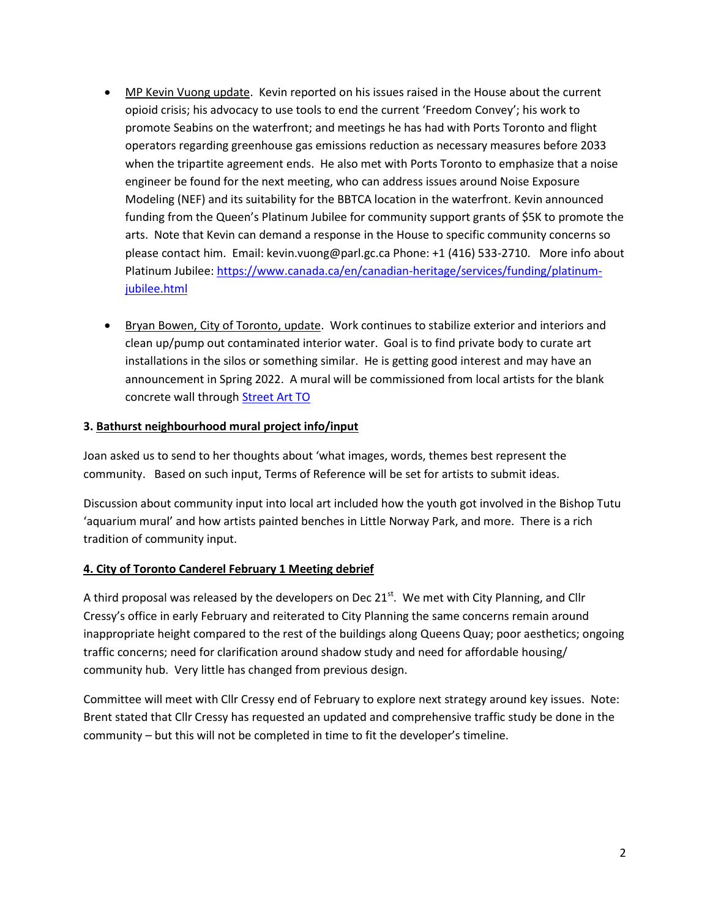- <u>MP Kevin Vuong update</u>. Kevin reported on his issues raised in the House about the current opioid crisis; his advocacy to use tools to end the current 'Freedom Convey'; his work to promote Seabins on the waterfront; and meetings he has had with Ports Toronto and flight operators regarding greenhouse gas emissions reduction as necessary measures before 2033 when the tripartite agreement ends. He also met with Ports Toronto to emphasize that a noise engineer be found for the next meeting, who can address issues around Noise Exposure Modeling (NEF) and its suitability for the BBTCA location in the waterfront. Kevin announced funding from the Queen's Platinum Jubilee for community support grants of $5K to promote the arts. Note that Kevin can demand a response in the House to specific community concerns so please contact him. Email: kevin.vuong@parl.gc.ca Phone: +1 (416) 533-2710. More info about Platinum Jubilee: [https://www.canada.ca/en/canadian-heritage/services/funding/platinum-jubilee.html](https://www.canada.ca/en/canadian-heritage/services/funding/platinum-jubilee.html)

- <u>Bryan Bowen, City of Toronto, update</u>. Work continues to stabilize exterior and interiors and clean up/pump out contaminated interior water. Goal is to find private body to curate art installations in the silos or something similar. He is getting good interest and may have an announcement in Spring 2022. A mural will be commissioned from local artists for the blank concrete wall through [Street Art TO]()

**3. <u>Bathurst neighbourhood mural project info/input</u>**

Joan asked us to send to her thoughts about 'what images, words, themes best represent the community. Based on such input, Terms of Reference will be set for artists to submit ideas.

Discussion about community input into local art included how the youth got involved in the Bishop Tutu 'aquarium mural' and how artists painted benches in Little Norway Park, and more. There is a rich tradition of community input.

**<u>4. City of Toronto Canderel February 1 Meeting debrief</u>**

A third proposal was released by the developers on Dec 21st. We met with City Planning, and Cllr Cressy's office in early February and reiterated to City Planning the same concerns remain around inappropriate height compared to the rest of the buildings along Queens Quay; poor aesthetics; ongoing traffic concerns; need for clarification around shadow study and need for affordable housing/ community hub. Very little has changed from previous design.

Committee will meet with Cllr Cressy end of February to explore next strategy around key issues. Note: Brent stated that Cllr Cressy has requested an updated and comprehensive traffic study be done in the community – but this will not be completed in time to fit the developer's timeline.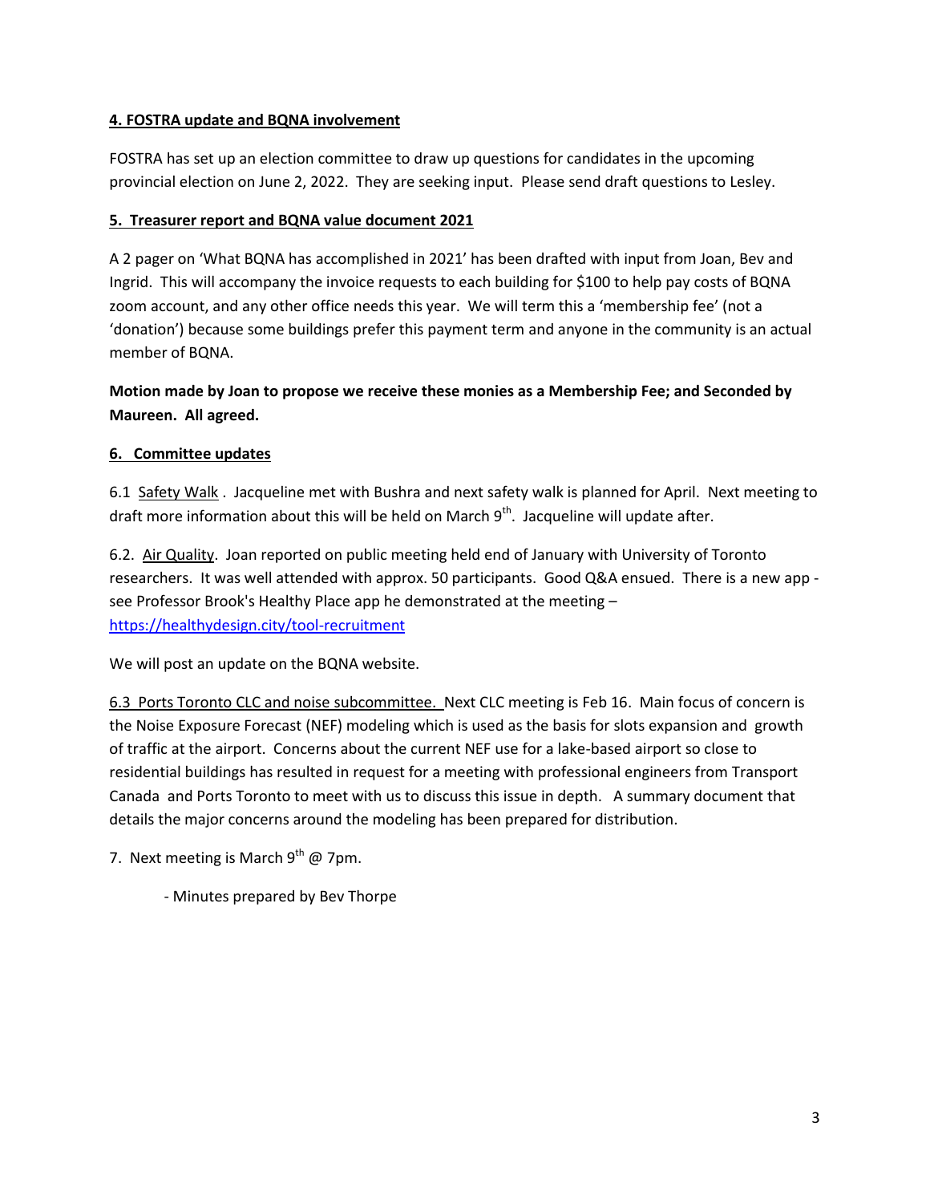## 4. FOSTRA update and BQNA involvement

FOSTRA has set up an election committee to draw up questions for candidates in the upcoming provincial election on June 2, 2022. They are seeking input. Please send draft questions to Lesley.

## 5. Treasurer report and BQNA value document 2021

A 2 pager on 'What BQNA has accomplished in 2021' has been drafted with input from Joan, Bev and Ingrid. This will accompany the invoice requests to each building for $100 to help pay costs of BQNA zoom account, and any other office needs this year. We will term this a 'membership fee' (not a 'donation') because some buildings prefer this payment term and anyone in the community is an actual member of BQNA.

**Motion made by Joan to propose we receive these monies as a Membership Fee; and Seconded by Maureen. All agreed.**

## 6. Committee updates

6.1 Safety Walk . Jacqueline met with Bushra and next safety walk is planned for April. Next meeting to draft more information about this will be held on March 9th. Jacqueline will update after.

6.2. Air Quality. Joan reported on public meeting held end of January with University of Toronto researchers. It was well attended with approx. 50 participants. Good Q&A ensued. There is a new app - see Professor Brook's Healthy Place app he demonstrated at the meeting – https://healthydesign.city/tool-recruitment

We will post an update on the BQNA website.

6.3 Ports Toronto CLC and noise subcommittee. Next CLC meeting is Feb 16. Main focus of concern is the Noise Exposure Forecast (NEF) modeling which is used as the basis for slots expansion and growth of traffic at the airport. Concerns about the current NEF use for a lake-based airport so close to residential buildings has resulted in request for a meeting with professional engineers from Transport Canada and Ports Toronto to meet with us to discuss this issue in depth. A summary document that details the major concerns around the modeling has been prepared for distribution.

7. Next meeting is March 9th @ 7pm.

- Minutes prepared by Bev Thorpe